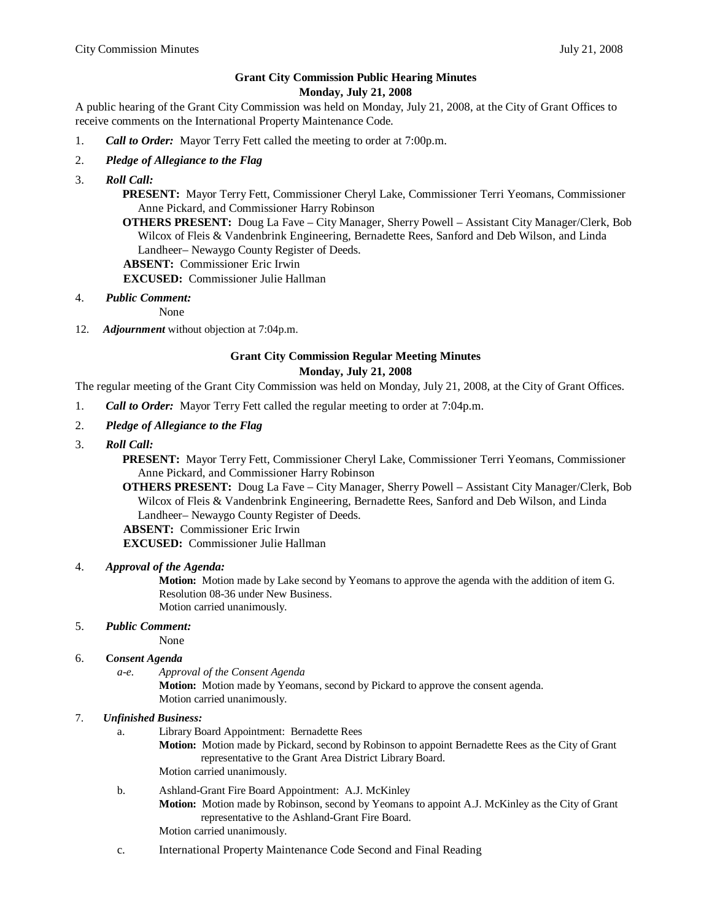## Grant City Commission Public Hearing Minutes
**Monday, July 21, 2008**

A public hearing of the Grant City Commission was held on Monday, July 21, 2008, at the City of Grant Offices to receive comments on the International Property Maintenance Code.

1. ***Call to Order:*** Mayor Terry Fett called the meeting to order at 7:00p.m.
2. ***Pledge of Allegiance to the Flag***
3. ***Roll Call:***
   - **PRESENT:** Mayor Terry Fett, Commissioner Cheryl Lake, Commissioner Terri Yeomans, Commissioner Anne Pickard, and Commissioner Harry Robinson
   - **OTHERS PRESENT:** Doug La Fave – City Manager, Sherry Powell – Assistant City Manager/Clerk, Bob Wilcox of Fleis & Vandenbrink Engineering, Bernadette Rees, Sanford and Deb Wilson, and Linda Landheer– Newaygo County Register of Deeds.
   - **ABSENT:** Commissioner Eric Irwin
   - **EXCUSED:** Commissioner Julie Hallman
4. ***Public Comment:***
   None

12. ***Adjournment*** without objection at 7:04p.m.

## Grant City Commission Regular Meeting Minutes
**Monday, July 21, 2008**

The regular meeting of the Grant City Commission was held on Monday, July 21, 2008, at the City of Grant Offices.

1. ***Call to Order:*** Mayor Terry Fett called the regular meeting to order at 7:04p.m.
2. ***Pledge of Allegiance to the Flag***
3. ***Roll Call:***
   - **PRESENT:** Mayor Terry Fett, Commissioner Cheryl Lake, Commissioner Terri Yeomans, Commissioner Anne Pickard, and Commissioner Harry Robinson
   - **OTHERS PRESENT:** Doug La Fave – City Manager, Sherry Powell – Assistant City Manager/Clerk, Bob Wilcox of Fleis & Vandenbrink Engineering, Bernadette Rees, Sanford and Deb Wilson, and Linda Landheer– Newaygo County Register of Deeds.
   - **ABSENT:** Commissioner Eric Irwin
   - **EXCUSED:** Commissioner Julie Hallman
4. ***Approval of the Agenda:***
   **Motion:** Motion made by Lake second by Yeomans to approve the agenda with the addition of item G. Resolution 08-36 under New Business.
   Motion carried unanimously.
5. ***Public Comment:***
   None
6. **C*onsent Agenda***
   *a-e. Approval of the Consent Agenda*
   **Motion:** Motion made by Yeomans, second by Pickard to approve the consent agenda.
   Motion carried unanimously.
7. ***Unfinished Business:***
   a. Library Board Appointment: Bernadette Rees
      **Motion:** Motion made by Pickard, second by Robinson to appoint Bernadette Rees as the City of Grant representative to the Grant Area District Library Board.
      Motion carried unanimously.
   b. Ashland-Grant Fire Board Appointment: A.J. McKinley
      **Motion:** Motion made by Robinson, second by Yeomans to appoint A.J. McKinley as the City of Grant representative to the Ashland-Grant Fire Board.
      Motion carried unanimously.
   c. International Property Maintenance Code Second and Final Reading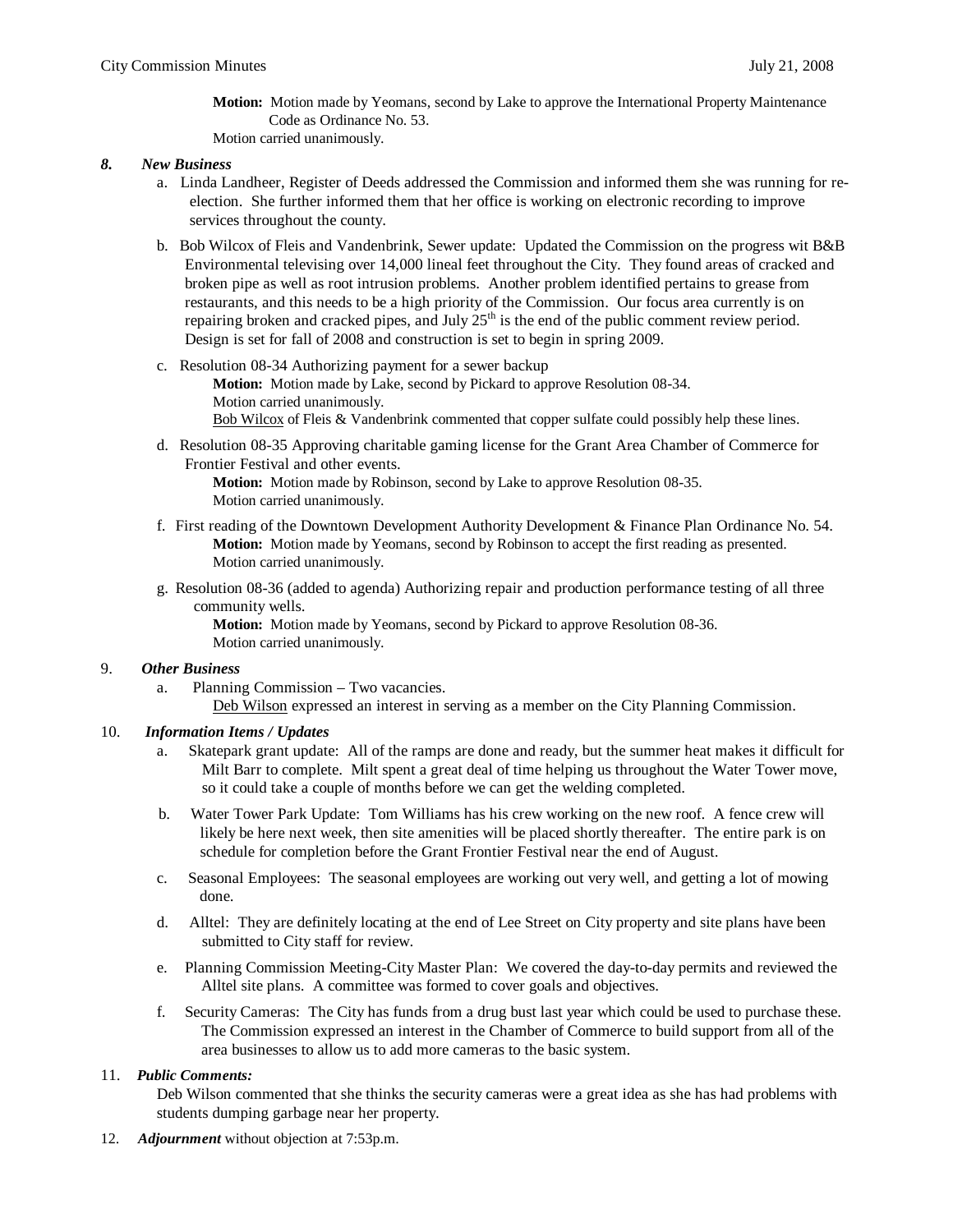**Motion:** Motion made by Yeomans, second by Lake to approve the International Property Maintenance Code as Ordinance No. 53.
Motion carried unanimously.

### 8. *New Business*

a. Linda Landheer, Register of Deeds addressed the Commission and informed them she was running for re-election. She further informed them that her office is working on electronic recording to improve services throughout the county.

b. Bob Wilcox of Fleis and Vandenbrink, Sewer update: Updated the Commission on the progress wit B&B Environmental televising over 14,000 lineal feet throughout the City. They found areas of cracked and broken pipe as well as root intrusion problems. Another problem identified pertains to grease from restaurants, and this needs to be a high priority of the Commission. Our focus area currently is on repairing broken and cracked pipes, and July 25th is the end of the public comment review period. Design is set for fall of 2008 and construction is set to begin in spring 2009.

c. Resolution 08-34 Authorizing payment for a sewer backup
**Motion:** Motion made by Lake, second by Pickard to approve Resolution 08-34.
Motion carried unanimously.
Bob Wilcox of Fleis & Vandenbrink commented that copper sulfate could possibly help these lines.

d. Resolution 08-35 Approving charitable gaming license for the Grant Area Chamber of Commerce for Frontier Festival and other events.
**Motion:** Motion made by Robinson, second by Lake to approve Resolution 08-35.
Motion carried unanimously.

f. First reading of the Downtown Development Authority Development & Finance Plan Ordinance No. 54.
**Motion:** Motion made by Yeomans, second by Robinson to accept the first reading as presented.
Motion carried unanimously.

g. Resolution 08-36 (added to agenda) Authorizing repair and production performance testing of all three community wells.
**Motion:** Motion made by Yeomans, second by Pickard to approve Resolution 08-36.
Motion carried unanimously.

### 9. *Other Business*

a. Planning Commission – Two vacancies.
Deb Wilson expressed an interest in serving as a member on the City Planning Commission.

### 10. *Information Items / Updates*

a. Skatepark grant update: All of the ramps are done and ready, but the summer heat makes it difficult for Milt Barr to complete. Milt spent a great deal of time helping us throughout the Water Tower move, so it could take a couple of months before we can get the welding completed.

b. Water Tower Park Update: Tom Williams has his crew working on the new roof. A fence crew will likely be here next week, then site amenities will be placed shortly thereafter. The entire park is on schedule for completion before the Grant Frontier Festival near the end of August.

c. Seasonal Employees: The seasonal employees are working out very well, and getting a lot of mowing done.

d. Alltel: They are definitely locating at the end of Lee Street on City property and site plans have been submitted to City staff for review.

e. Planning Commission Meeting-City Master Plan: We covered the day-to-day permits and reviewed the Alltel site plans. A committee was formed to cover goals and objectives.

f. Security Cameras: The City has funds from a drug bust last year which could be used to purchase these. The Commission expressed an interest in the Chamber of Commerce to build support from all of the area businesses to allow us to add more cameras to the basic system.

### 11. *Public Comments:*

Deb Wilson commented that she thinks the security cameras were a great idea as she has had problems with students dumping garbage near her property.

### 12. ***Adjournment*** without objection at 7:53p.m.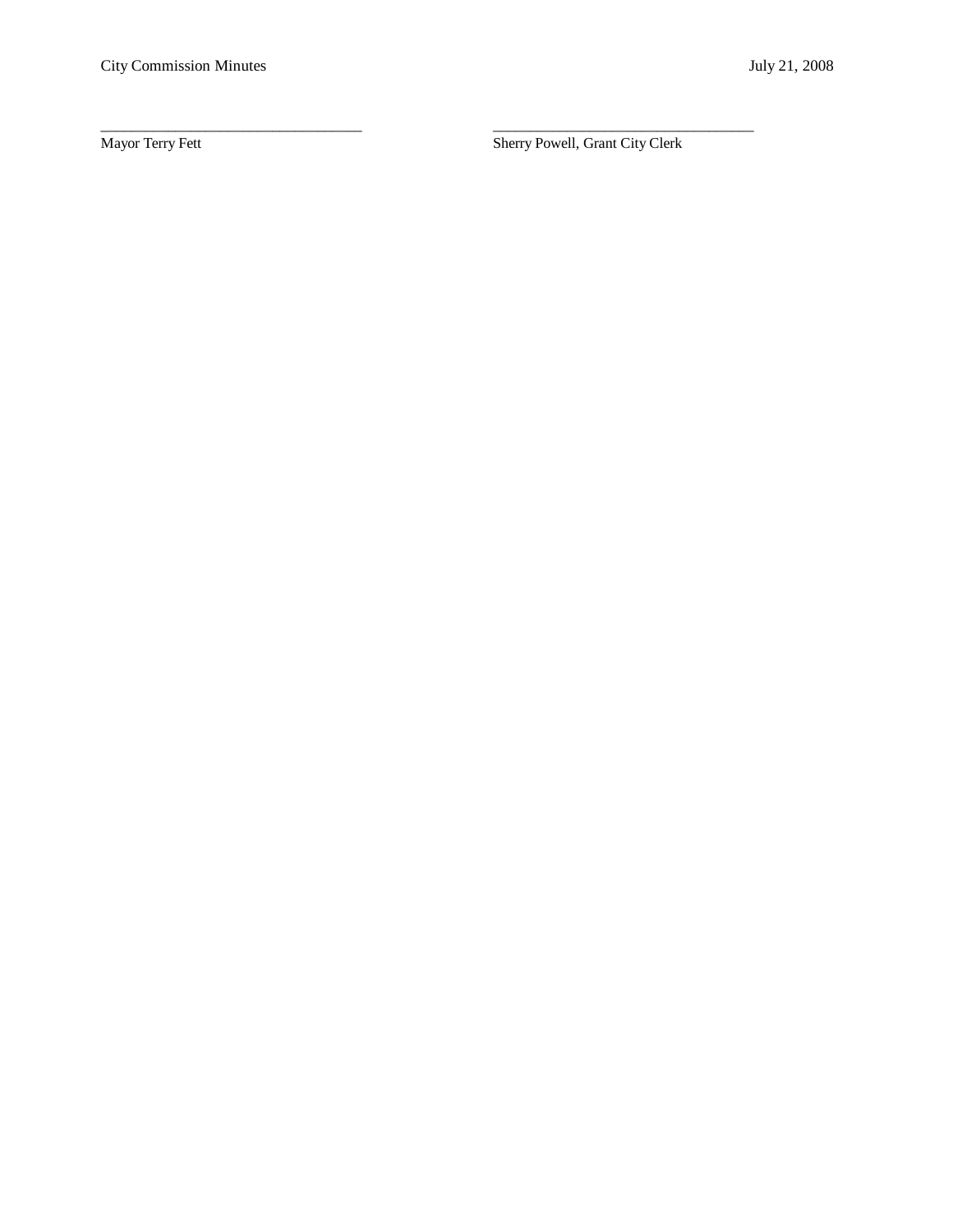\_\_\_\_\_\_\_\_\_\_\_\_\_\_\_\_\_\_\_\_\_\_\_\_\_\_\_\_\_\_\_\_\_\_\_ \_\_\_\_\_\_\_\_\_\_\_\_\_\_\_\_\_\_\_\_\_\_\_\_\_\_\_\_\_\_\_\_\_\_\_

Mayor Terry Fett Sherry Powell, Grant City Clerk